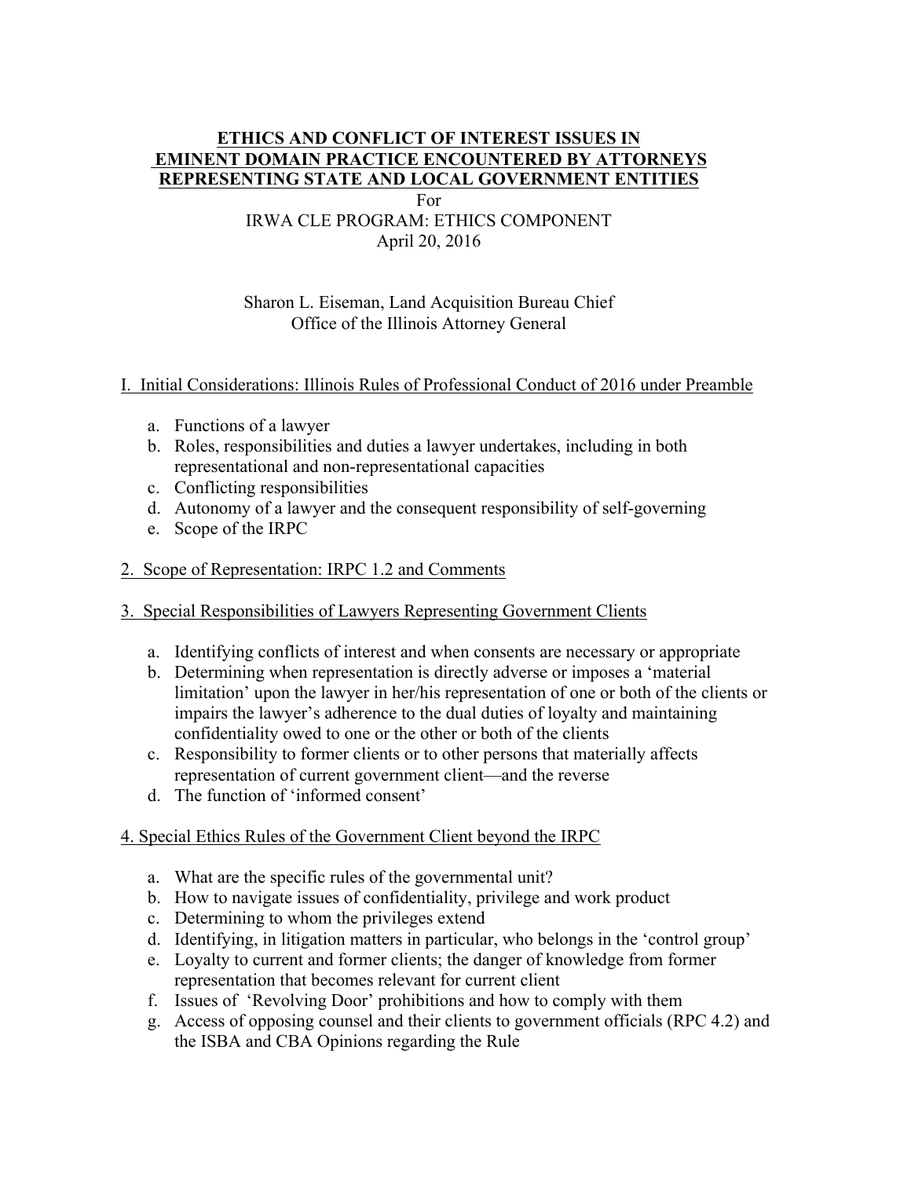# ETHICS AND CONFLICT OF INTEREST ISSUES IN EMINENT DOMAIN PRACTICE ENCOUNTERED BY ATTORNEYS REPRESENTING STATE AND LOCAL GOVERNMENT ENTITIES

For

IRWA CLE PROGRAM: ETHICS COMPONENT

April 20, 2016

Sharon L. Eiseman, Land Acquisition Bureau Chief

Office of the Illinois Attorney General

## I. Initial Considerations: Illinois Rules of Professional Conduct of 2016 under Preamble

a. Functions of a lawyer
b. Roles, responsibilities and duties a lawyer undertakes, including in both representational and non-representational capacities
c. Conflicting responsibilities
d. Autonomy of a lawyer and the consequent responsibility of self-governing
e. Scope of the IRPC

## 2. Scope of Representation: IRPC 1.2 and Comments

## 3. Special Responsibilities of Lawyers Representing Government Clients

a. Identifying conflicts of interest and when consents are necessary or appropriate
b. Determining when representation is directly adverse or imposes a 'material limitation' upon the lawyer in her/his representation of one or both of the clients or impairs the lawyer's adherence to the dual duties of loyalty and maintaining confidentiality owed to one or the other or both of the clients
c. Responsibility to former clients or to other persons that materially affects representation of current government client—and the reverse
d. The function of 'informed consent'

## 4. Special Ethics Rules of the Government Client beyond the IRPC

a. What are the specific rules of the governmental unit?
b. How to navigate issues of confidentiality, privilege and work product
c. Determining to whom the privileges extend
d. Identifying, in litigation matters in particular, who belongs in the 'control group'
e. Loyalty to current and former clients; the danger of knowledge from former representation that becomes relevant for current client
f. Issues of 'Revolving Door' prohibitions and how to comply with them
g. Access of opposing counsel and their clients to government officials (RPC 4.2) and the ISBA and CBA Opinions regarding the Rule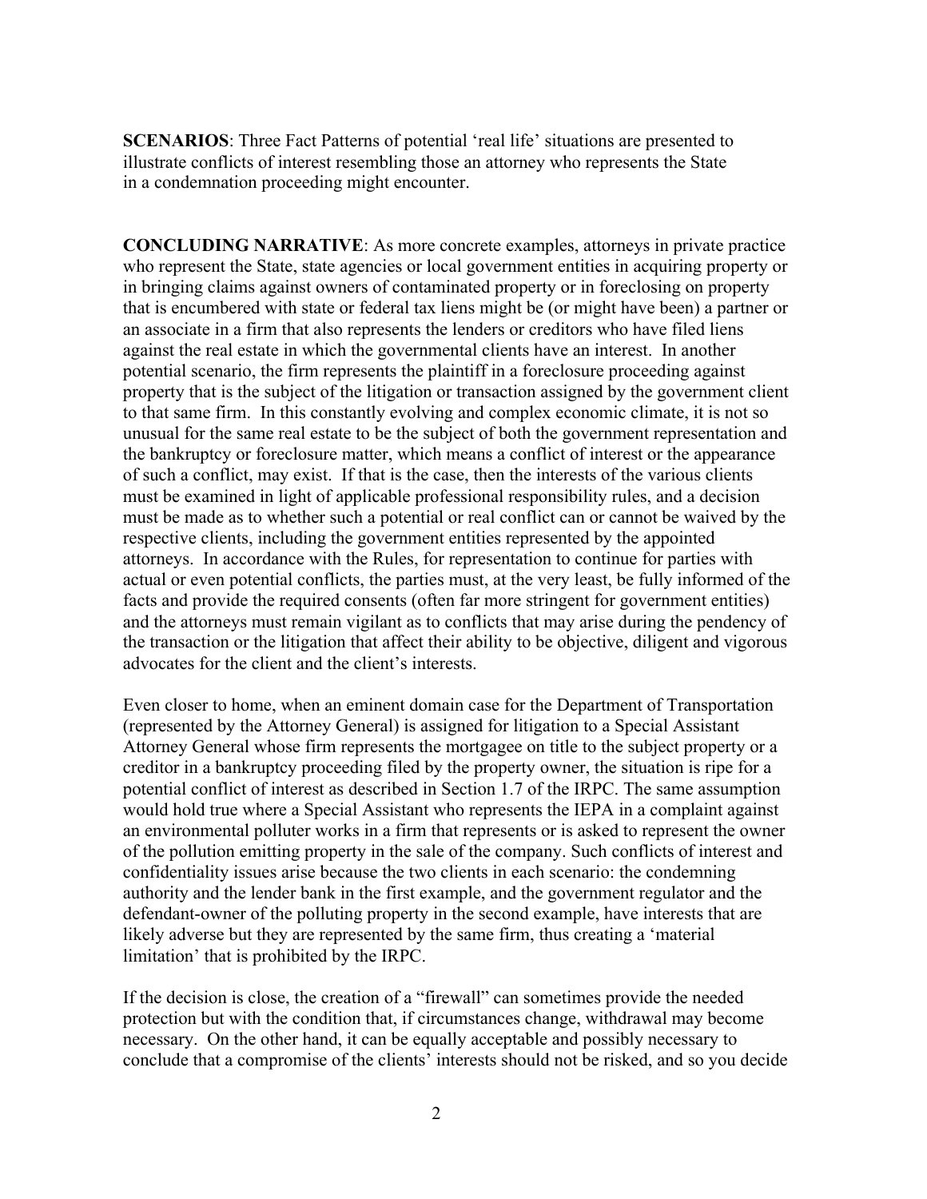**SCENARIOS**: Three Fact Patterns of potential 'real life' situations are presented to illustrate conflicts of interest resembling those an attorney who represents the State in a condemnation proceeding might encounter.

**CONCLUDING NARRATIVE**: As more concrete examples, attorneys in private practice who represent the State, state agencies or local government entities in acquiring property or in bringing claims against owners of contaminated property or in foreclosing on property that is encumbered with state or federal tax liens might be (or might have been) a partner or an associate in a firm that also represents the lenders or creditors who have filed liens against the real estate in which the governmental clients have an interest. In another potential scenario, the firm represents the plaintiff in a foreclosure proceeding against property that is the subject of the litigation or transaction assigned by the government client to that same firm. In this constantly evolving and complex economic climate, it is not so unusual for the same real estate to be the subject of both the government representation and the bankruptcy or foreclosure matter, which means a conflict of interest or the appearance of such a conflict, may exist. If that is the case, then the interests of the various clients must be examined in light of applicable professional responsibility rules, and a decision must be made as to whether such a potential or real conflict can or cannot be waived by the respective clients, including the government entities represented by the appointed attorneys. In accordance with the Rules, for representation to continue for parties with actual or even potential conflicts, the parties must, at the very least, be fully informed of the facts and provide the required consents (often far more stringent for government entities) and the attorneys must remain vigilant as to conflicts that may arise during the pendency of the transaction or the litigation that affect their ability to be objective, diligent and vigorous advocates for the client and the client's interests.

Even closer to home, when an eminent domain case for the Department of Transportation (represented by the Attorney General) is assigned for litigation to a Special Assistant Attorney General whose firm represents the mortgagee on title to the subject property or a creditor in a bankruptcy proceeding filed by the property owner, the situation is ripe for a potential conflict of interest as described in Section 1.7 of the IRPC. The same assumption would hold true where a Special Assistant who represents the IEPA in a complaint against an environmental polluter works in a firm that represents or is asked to represent the owner of the pollution emitting property in the sale of the company. Such conflicts of interest and confidentiality issues arise because the two clients in each scenario: the condemning authority and the lender bank in the first example, and the government regulator and the defendant-owner of the polluting property in the second example, have interests that are likely adverse but they are represented by the same firm, thus creating a 'material limitation' that is prohibited by the IRPC.

If the decision is close, the creation of a "firewall" can sometimes provide the needed protection but with the condition that, if circumstances change, withdrawal may become necessary. On the other hand, it can be equally acceptable and possibly necessary to conclude that a compromise of the clients' interests should not be risked, and so you decide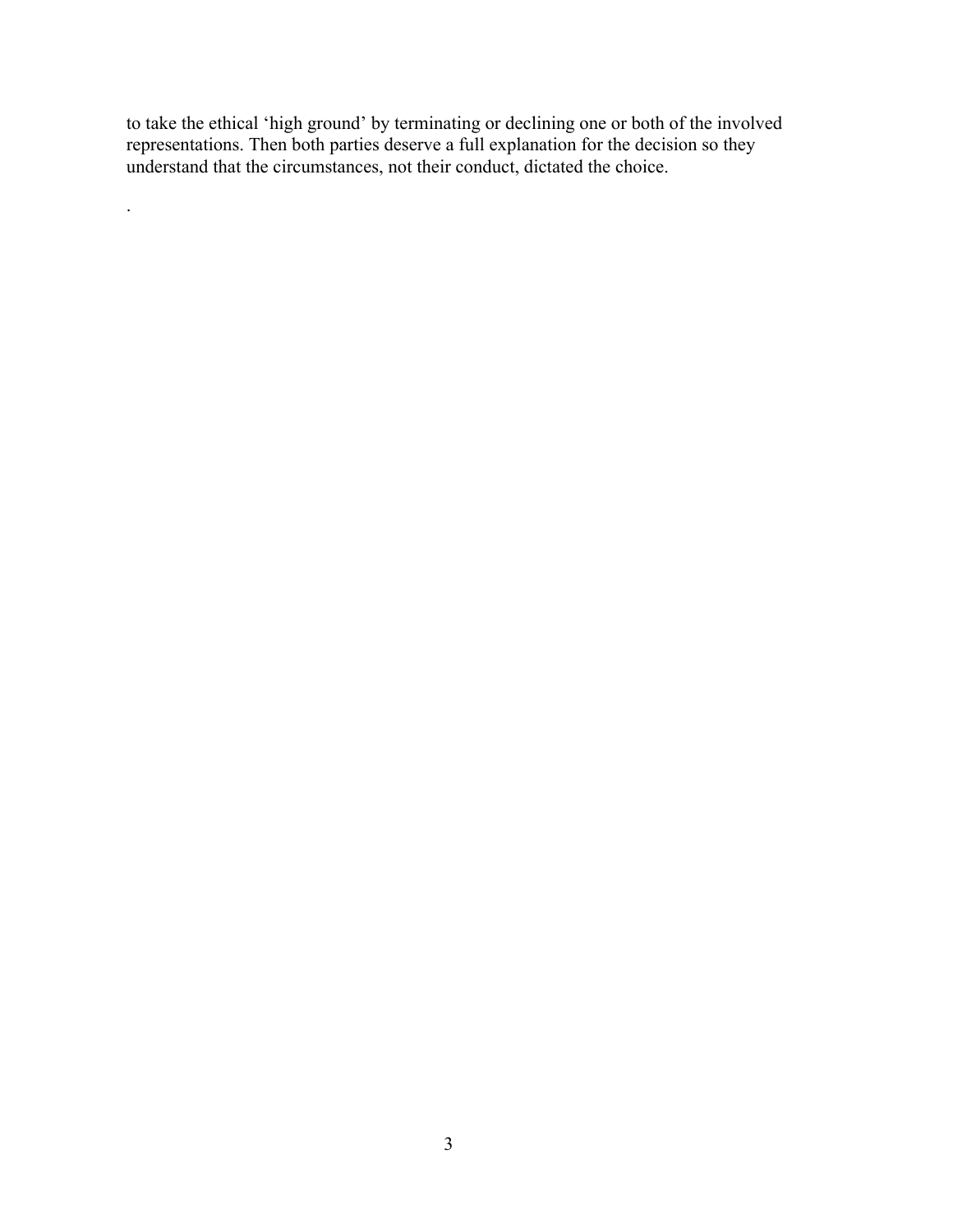to take the ethical 'high ground' by terminating or declining one or both of the involved representations. Then both parties deserve a full explanation for the decision so they understand that the circumstances, not their conduct, dictated the choice.

.